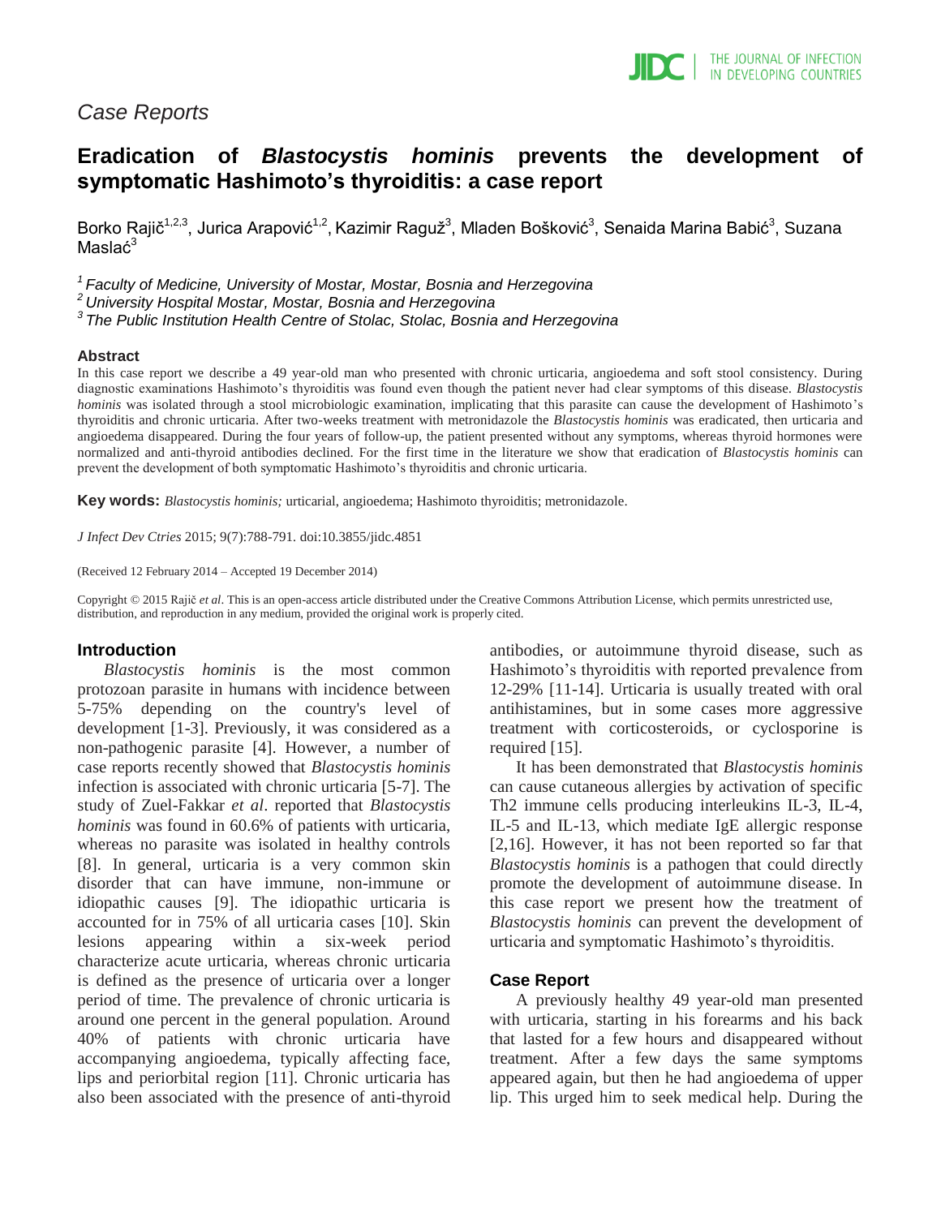*Case Reports*

# Eradication of *Blastocystis hominis* prevents the development of symptomatic Hashimoto's thyroiditis: a case report

Borko Rajič[1,2,3], Jurica Arapović[1,2], Kazimir Raguž[3], Mladen Bošković[3], Senaida Marina Babić[3], Suzana Maslać[3]

[1] *Faculty of Medicine, University of Mostar, Mostar, Bosnia and Herzegovina*
[2] *University Hospital Mostar, Mostar, Bosnia and Herzegovina*
[3] *The Public Institution Health Centre of Stolac, Stolac, Bosnia and Herzegovina*

### Abstract

In this case report we describe a 49 year-old man who presented with chronic urticaria, angioedema and soft stool consistency. During diagnostic examinations Hashimoto's thyroiditis was found even though the patient never had clear symptoms of this disease. *Blastocystis hominis* was isolated through a stool microbiologic examination, implicating that this parasite can cause the development of Hashimoto's thyroiditis and chronic urticaria. After two-weeks treatment with metronidazole the *Blastocystis hominis* was eradicated, then urticaria and angioedema disappeared. During the four years of follow-up, the patient presented without any symptoms, whereas thyroid hormones were normalized and anti-thyroid antibodies declined. For the first time in the literature we show that eradication of *Blastocystis hominis* can prevent the development of both symptomatic Hashimoto's thyroiditis and chronic urticaria.

**Key words:** *Blastocystis hominis;* urticarial, angioedema; Hashimoto thyroiditis; metronidazole.

*J Infect Dev Ctries* 2015; 9(7):788-791. doi:10.3855/jidc.4851

(Received 12 February 2014 – Accepted 19 December 2014)

Copyright © 2015 Rajič *et al*. This is an open-access article distributed under the Creative Commons Attribution License, which permits unrestricted use, distribution, and reproduction in any medium, provided the original work is properly cited.

## Introduction

*Blastocystis hominis* is the most common protozoan parasite in humans with incidence between 5-75% depending on the country's level of development [1-3]. Previously, it was considered as a non-pathogenic parasite [4]. However, a number of case reports recently showed that *Blastocystis hominis* infection is associated with chronic urticaria [5-7]. The study of Zuel-Fakkar *et al*. reported that *Blastocystis hominis* was found in 60.6% of patients with urticaria, whereas no parasite was isolated in healthy controls [8]. In general, urticaria is a very common skin disorder that can have immune, non-immune or idiopathic causes [9]. The idiopathic urticaria is accounted for in 75% of all urticaria cases [10]. Skin lesions appearing within a six-week period characterize acute urticaria, whereas chronic urticaria is defined as the presence of urticaria over a longer period of time. The prevalence of chronic urticaria is around one percent in the general population. Around 40% of patients with chronic urticaria have accompanying angioedema, typically affecting face, lips and periorbital region [11]. Chronic urticaria has also been associated with the presence of anti-thyroid antibodies, or autoimmune thyroid disease, such as Hashimoto's thyroiditis with reported prevalence from 12-29% [11-14]. Urticaria is usually treated with oral antihistamines, but in some cases more aggressive treatment with corticosteroids, or cyclosporine is required [15].

It has been demonstrated that *Blastocystis hominis* can cause cutaneous allergies by activation of specific Th2 immune cells producing interleukins IL-3, IL-4, IL-5 and IL-13, which mediate IgE allergic response [2,16]. However, it has not been reported so far that *Blastocystis hominis* is a pathogen that could directly promote the development of autoimmune disease. In this case report we present how the treatment of *Blastocystis hominis* can prevent the development of urticaria and symptomatic Hashimoto's thyroiditis.

## Case Report

A previously healthy 49 year-old man presented with urticaria, starting in his forearms and his back that lasted for a few hours and disappeared without treatment. After a few days the same symptoms appeared again, but then he had angioedema of upper lip. This urged him to seek medical help. During the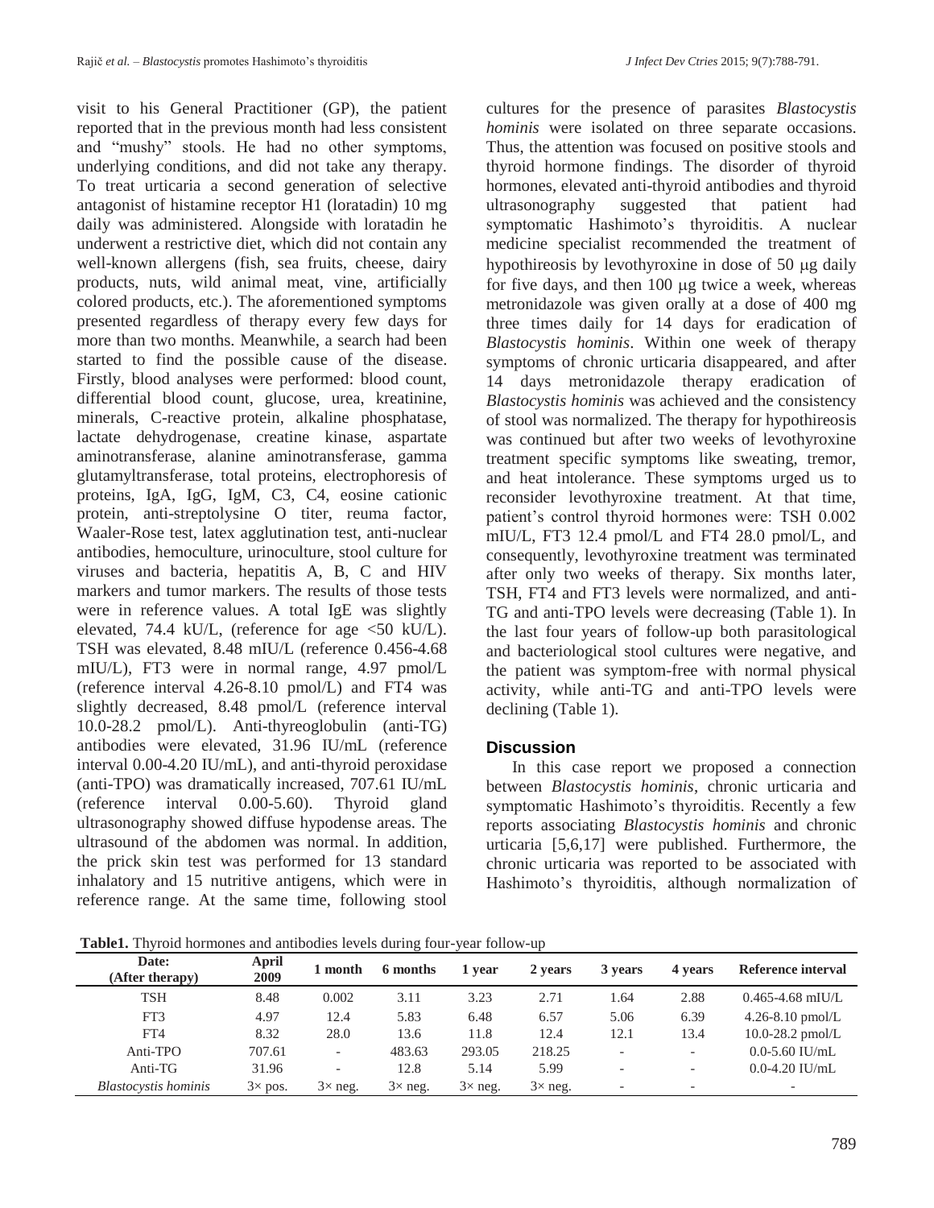visit to his General Practitioner (GP), the patient reported that in the previous month had less consistent and "mushy" stools. He had no other symptoms, underlying conditions, and did not take any therapy. To treat urticaria a second generation of selective antagonist of histamine receptor H1 (loratadin) 10 mg daily was administered. Alongside with loratadin he underwent a restrictive diet, which did not contain any well-known allergens (fish, sea fruits, cheese, dairy products, nuts, wild animal meat, vine, artificially colored products, etc.). The aforementioned symptoms presented regardless of therapy every few days for more than two months. Meanwhile, a search had been started to find the possible cause of the disease. Firstly, blood analyses were performed: blood count, differential blood count, glucose, urea, kreatinine, minerals, C-reactive protein, alkaline phosphatase, lactate dehydrogenase, creatine kinase, aspartate aminotransferase, alanine aminotransferase, gamma glutamyltransferase, total proteins, electrophoresis of proteins, IgA, IgG, IgM, C3, C4, eosine cationic protein, anti-streptolysine O titer, reuma factor, Waaler-Rose test, latex agglutination test, anti-nuclear antibodies, hemoculture, urinoculture, stool culture for viruses and bacteria, hepatitis A, B, C and HIV markers and tumor markers. The results of those tests were in reference values. A total IgE was slightly elevated, 74.4 kU/L, (reference for age <50 kU/L). TSH was elevated, 8.48 mIU/L (reference 0.456-4.68 mIU/L), FT3 were in normal range, 4.97 pmol/L (reference interval 4.26-8.10 pmol/L) and FT4 was slightly decreased, 8.48 pmol/L (reference interval 10.0-28.2 pmol/L). Anti-thyreoglobulin (anti-TG) antibodies were elevated, 31.96 IU/mL (reference interval 0.00-4.20 IU/mL), and anti-thyroid peroxidase (anti-TPO) was dramatically increased, 707.61 IU/mL (reference interval 0.00-5.60). Thyroid gland ultrasonography showed diffuse hypodense areas. The ultrasound of the abdomen was normal. In addition, the prick skin test was performed for 13 standard inhalatory and 15 nutritive antigens, which were in reference range. At the same time, following stool cultures for the presence of parasites *Blastocystis hominis* were isolated on three separate occasions. Thus, the attention was focused on positive stools and thyroid hormone findings. The disorder of thyroid hormones, elevated anti-thyroid antibodies and thyroid ultrasonography suggested that patient had symptomatic Hashimoto's thyroiditis. A nuclear medicine specialist recommended the treatment of hypothireosis by levothyroxine in dose of 50 μg daily for five days, and then 100 μg twice a week, whereas metronidazole was given orally at a dose of 400 mg three times daily for 14 days for eradication of *Blastocystis hominis*. Within one week of therapy symptoms of chronic urticaria disappeared, and after 14 days metronidazole therapy eradication of *Blastocystis hominis* was achieved and the consistency of stool was normalized. The therapy for hypothireosis was continued but after two weeks of levothyroxine treatment specific symptoms like sweating, tremor, and heat intolerance. These symptoms urged us to reconsider levothyroxine treatment. At that time, patient's control thyroid hormones were: TSH 0.002 mIU/L, FT3 12.4 pmol/L and FT4 28.0 pmol/L, and consequently, levothyroxine treatment was terminated after only two weeks of therapy. Six months later, TSH, FT4 and FT3 levels were normalized, and anti-TG and anti-TPO levels were decreasing (Table 1). In the last four years of follow-up both parasitological and bacteriological stool cultures were negative, and the patient was symptom-free with normal physical activity, while anti-TG and anti-TPO levels were declining (Table 1).

## Discussion

In this case report we proposed a connection between *Blastocystis hominis*, chronic urticaria and symptomatic Hashimoto's thyroiditis. Recently a few reports associating *Blastocystis hominis* and chronic urticaria [5,6,17] were published. Furthermore, the chronic urticaria was reported to be associated with Hashimoto's thyroiditis, although normalization of

**Table1.** Thyroid hormones and antibodies levels during four-year follow-up

| Date: (After therapy) | April 2009 | 1 month | 6 months | 1 year | 2 years | 3 years | 4 years | Reference interval |
|---|---|---|---|---|---|---|---|---|
| TSH | 8.48 | 0.002 | 3.11 | 3.23 | 2.71 | 1.64 | 2.88 | 0.465-4.68 mIU/L |
| FT3 | 4.97 | 12.4 | 5.83 | 6.48 | 6.57 | 5.06 | 6.39 | 4.26-8.10 pmol/L |
| FT4 | 8.32 | 28.0 | 13.6 | 11.8 | 12.4 | 12.1 | 13.4 | 10.0-28.2 pmol/L |
| Anti-TPO | 707.61 | - | 483.63 | 293.05 | 218.25 | - | - | 0.0-5.60 IU/mL |
| Anti-TG | 31.96 | - | 12.8 | 5.14 | 5.99 | - | - | 0.0-4.20 IU/mL |
| *Blastocystis hominis* | 3× pos. | 3× neg. | 3× neg. | 3× neg. | 3× neg. | - | - | - |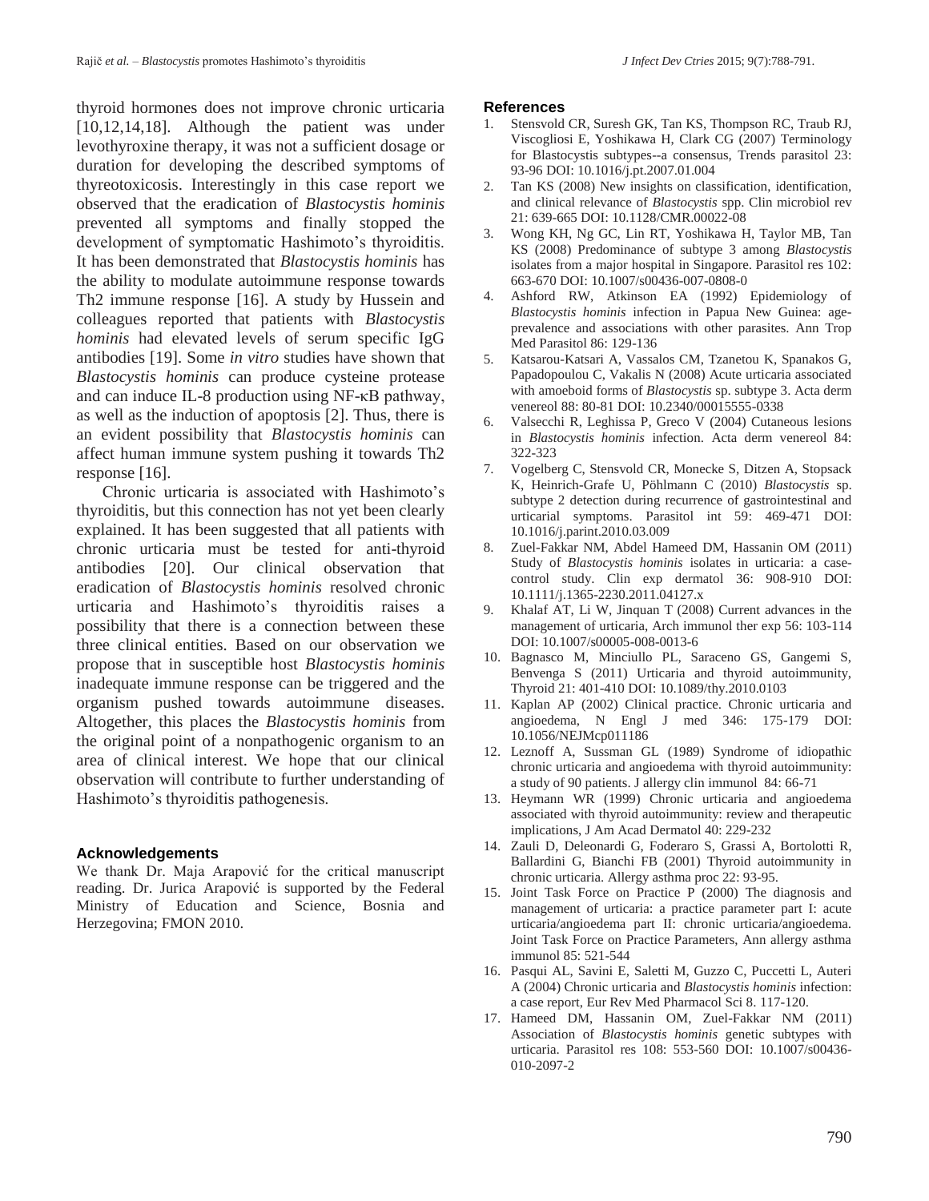thyroid hormones does not improve chronic urticaria [10,12,14,18]. Although the patient was under levothyroxine therapy, it was not a sufficient dosage or duration for developing the described symptoms of thyreotoxicosis. Interestingly in this case report we observed that the eradication of *Blastocystis hominis* prevented all symptoms and finally stopped the development of symptomatic Hashimoto's thyroiditis. It has been demonstrated that *Blastocystis hominis* has the ability to modulate autoimmune response towards Th2 immune response [16]. A study by Hussein and colleagues reported that patients with *Blastocystis hominis* had elevated levels of serum specific IgG antibodies [19]. Some *in vitro* studies have shown that *Blastocystis hominis* can produce cysteine protease and can induce IL-8 production using NF-κB pathway, as well as the induction of apoptosis [2]. Thus, there is an evident possibility that *Blastocystis hominis* can affect human immune system pushing it towards Th2 response [16].

Chronic urticaria is associated with Hashimoto's thyroiditis, but this connection has not yet been clearly explained. It has been suggested that all patients with chronic urticaria must be tested for anti-thyroid antibodies [20]. Our clinical observation that eradication of *Blastocystis hominis* resolved chronic urticaria and Hashimoto's thyroiditis raises a possibility that there is a connection between these three clinical entities. Based on our observation we propose that in susceptible host *Blastocystis hominis* inadequate immune response can be triggered and the organism pushed towards autoimmune diseases. Altogether, this places the *Blastocystis hominis* from the original point of a nonpathogenic organism to an area of clinical interest. We hope that our clinical observation will contribute to further understanding of Hashimoto's thyroiditis pathogenesis.

## Acknowledgements

We thank Dr. Maja Arapović for the critical manuscript reading. Dr. Jurica Arapović is supported by the Federal Ministry of Education and Science, Bosnia and Herzegovina; FMON 2010.

## References

1. Stensvold CR, Suresh GK, Tan KS, Thompson RC, Traub RJ, Viscogliosi E, Yoshikawa H, Clark CG (2007) Terminology for Blastocystis subtypes--a consensus, Trends parasitol 23: 93-96 DOI: 10.1016/j.pt.2007.01.004
2. Tan KS (2008) New insights on classification, identification, and clinical relevance of *Blastocystis* spp. Clin microbiol rev 21: 639-665 DOI: 10.1128/CMR.00022-08
3. Wong KH, Ng GC, Lin RT, Yoshikawa H, Taylor MB, Tan KS (2008) Predominance of subtype 3 among *Blastocystis* isolates from a major hospital in Singapore. Parasitol res 102: 663-670 DOI: 10.1007/s00436-007-0808-0
4. Ashford RW, Atkinson EA (1992) Epidemiology of *Blastocystis hominis* infection in Papua New Guinea: age-prevalence and associations with other parasites. Ann Trop Med Parasitol 86: 129-136
5. Katsarou-Katsari A, Vassalos CM, Tzanetou K, Spanakos G, Papadopoulou C, Vakalis N (2008) Acute urticaria associated with amoeboid forms of *Blastocystis* sp. subtype 3. Acta derm venereol 88: 80-81 DOI: 10.2340/00015555-0338
6. Valsecchi R, Leghissa P, Greco V (2004) Cutaneous lesions in *Blastocystis hominis* infection. Acta derm venereol 84: 322-323
7. Vogelberg C, Stensvold CR, Monecke S, Ditzen A, Stopsack K, Heinrich-Grafe U, Pöhlmann C (2010) *Blastocystis* sp. subtype 2 detection during recurrence of gastrointestinal and urticarial symptoms. Parasitol int 59: 469-471 DOI: 10.1016/j.parint.2010.03.009
8. Zuel-Fakkar NM, Abdel Hameed DM, Hassanin OM (2011) Study of *Blastocystis hominis* isolates in urticaria: a case-control study. Clin exp dermatol 36: 908-910 DOI: 10.1111/j.1365-2230.2011.04127.x
9. Khalaf AT, Li W, Jinquan T (2008) Current advances in the management of urticaria, Arch immunol ther exp 56: 103-114 DOI: 10.1007/s00005-008-0013-6
10. Bagnasco M, Minciullo PL, Saraceno GS, Gangemi S, Benvenga S (2011) Urticaria and thyroid autoimmunity, Thyroid 21: 401-410 DOI: 10.1089/thy.2010.0103
11. Kaplan AP (2002) Clinical practice. Chronic urticaria and angioedema, N Engl J med 346: 175-179 DOI: 10.1056/NEJMcp011186
12. Leznoff A, Sussman GL (1989) Syndrome of idiopathic chronic urticaria and angioedema with thyroid autoimmunity: a study of 90 patients. J allergy clin immunol 84: 66-71
13. Heymann WR (1999) Chronic urticaria and angioedema associated with thyroid autoimmunity: review and therapeutic implications, J Am Acad Dermatol 40: 229-232
14. Zauli D, Deleonardi G, Foderaro S, Grassi A, Bortolotti R, Ballardini G, Bianchi FB (2001) Thyroid autoimmunity in chronic urticaria. Allergy asthma proc 22: 93-95.
15. Joint Task Force on Practice P (2000) The diagnosis and management of urticaria: a practice parameter part I: acute urticaria/angioedema part II: chronic urticaria/angioedema. Joint Task Force on Practice Parameters, Ann allergy asthma immunol 85: 521-544
16. Pasqui AL, Savini E, Saletti M, Guzzo C, Puccetti L, Auteri A (2004) Chronic urticaria and *Blastocystis hominis* infection: a case report, Eur Rev Med Pharmacol Sci 8. 117-120.
17. Hameed DM, Hassanin OM, Zuel-Fakkar NM (2011) Association of *Blastocystis hominis* genetic subtypes with urticaria. Parasitol res 108: 553-560 DOI: 10.1007/s00436-010-2097-2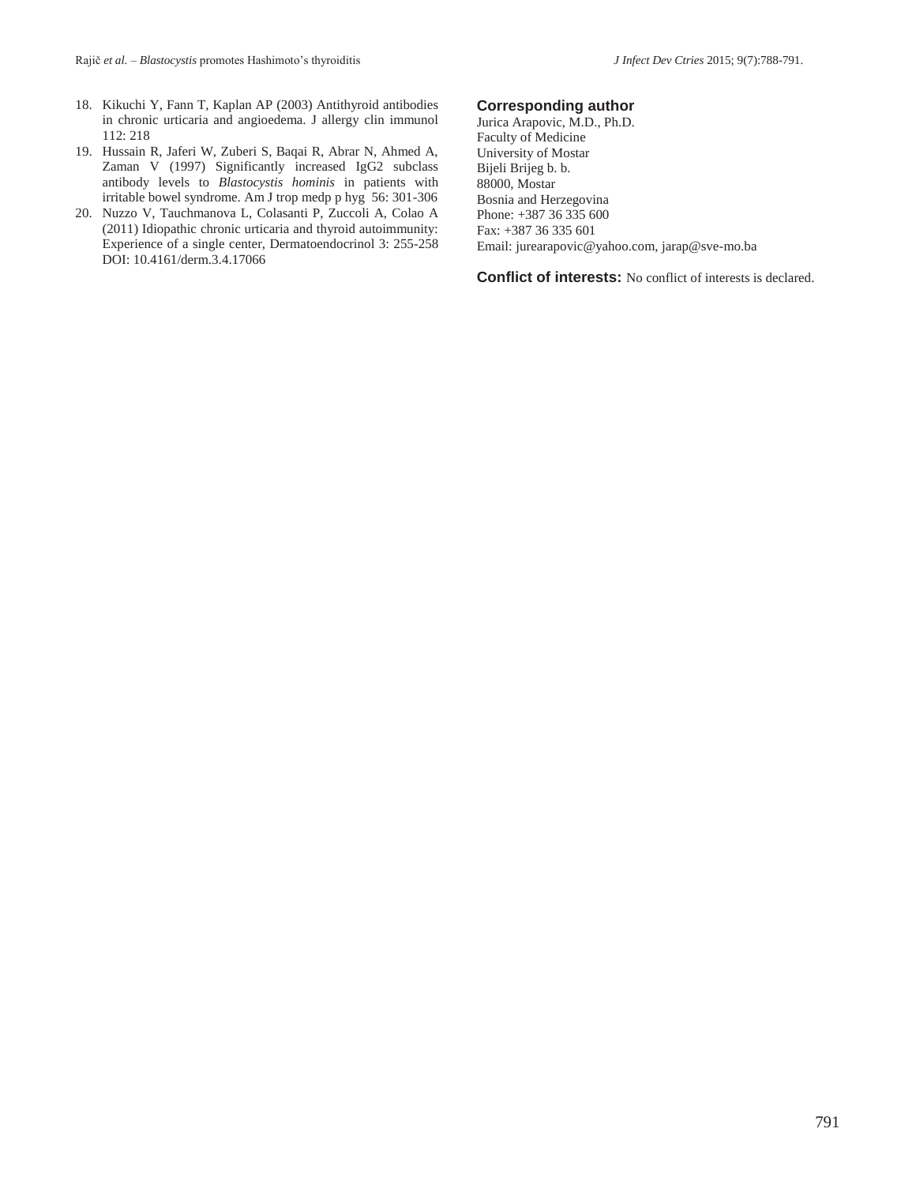18. Kikuchi Y, Fann T, Kaplan AP (2003) Antithyroid antibodies in chronic urticaria and angioedema. J allergy clin immunol 112: 218
19. Hussain R, Jaferi W, Zuberi S, Baqai R, Abrar N, Ahmed A, Zaman V (1997) Significantly increased IgG2 subclass antibody levels to *Blastocystis hominis* in patients with irritable bowel syndrome. Am J trop medp p hyg 56: 301-306
20. Nuzzo V, Tauchmanova L, Colasanti P, Zuccoli A, Colao A (2011) Idiopathic chronic urticaria and thyroid autoimmunity: Experience of a single center, Dermatoendocrinol 3: 255-258 DOI: 10.4161/derm.3.4.17066

**Corresponding author**
Jurica Arapovic, M.D., Ph.D.
Faculty of Medicine
University of Mostar
Bijeli Brijeg b. b.
88000, Mostar
Bosnia and Herzegovina
Phone: +387 36 335 600
Fax: +387 36 335 601
Email: jurearapovic@yahoo.com, jarap@sve-mo.ba

**Conflict of interests:** No conflict of interests is declared.